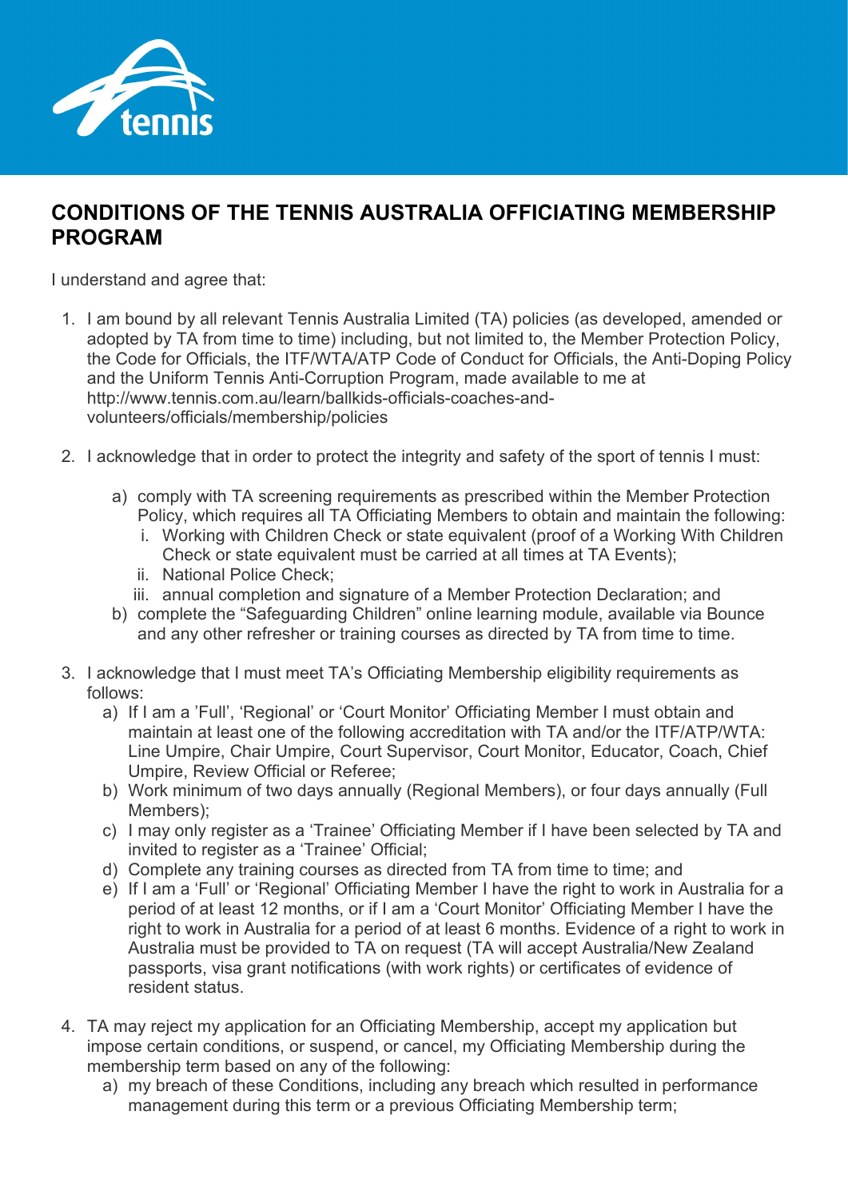# CONDITIONS OF THE TENNIS AUSTRALIA OFFICIATING MEMBERSHIP PROGRAM

I understand and agree that:

1. I am bound by all relevant Tennis Australia Limited (TA) policies (as developed, amended or adopted by TA from time to time) including, but not limited to, the Member Protection Policy, the Code for Officials, the ITF/WTA/ATP Code of Conduct for Officials, the Anti-Doping Policy and the Uniform Tennis Anti-Corruption Program, made available to me at http://www.tennis.com.au/learn/ballkids-officials-coaches-and-volunteers/officials/membership/policies

2. I acknowledge that in order to protect the integrity and safety of the sport of tennis I must:

   a) comply with TA screening requirements as prescribed within the Member Protection Policy, which requires all TA Officiating Members to obtain and maintain the following:
      i. Working with Children Check or state equivalent (proof of a Working With Children Check or state equivalent must be carried at all times at TA Events);
      ii. National Police Check;
      iii. annual completion and signature of a Member Protection Declaration; and
   b) complete the "Safeguarding Children" online learning module, available via Bounce and any other refresher or training courses as directed by TA from time to time.

3. I acknowledge that I must meet TA's Officiating Membership eligibility requirements as follows:
   a) If I am a 'Full', 'Regional' or 'Court Monitor' Officiating Member I must obtain and maintain at least one of the following accreditation with TA and/or the ITF/ATP/WTA: Line Umpire, Chair Umpire, Court Supervisor, Court Monitor, Educator, Coach, Chief Umpire, Review Official or Referee;
   b) Work minimum of two days annually (Regional Members), or four days annually (Full Members);
   c) I may only register as a 'Trainee' Officiating Member if I have been selected by TA and invited to register as a 'Trainee' Official;
   d) Complete any training courses as directed from TA from time to time; and
   e) If I am a 'Full' or 'Regional' Officiating Member I have the right to work in Australia for a period of at least 12 months, or if I am a 'Court Monitor' Officiating Member I have the right to work in Australia for a period of at least 6 months. Evidence of a right to work in Australia must be provided to TA on request (TA will accept Australia/New Zealand passports, visa grant notifications (with work rights) or certificates of evidence of resident status.

4. TA may reject my application for an Officiating Membership, accept my application but impose certain conditions, or suspend, or cancel, my Officiating Membership during the membership term based on any of the following:
   a) my breach of these Conditions, including any breach which resulted in performance management during this term or a previous Officiating Membership term;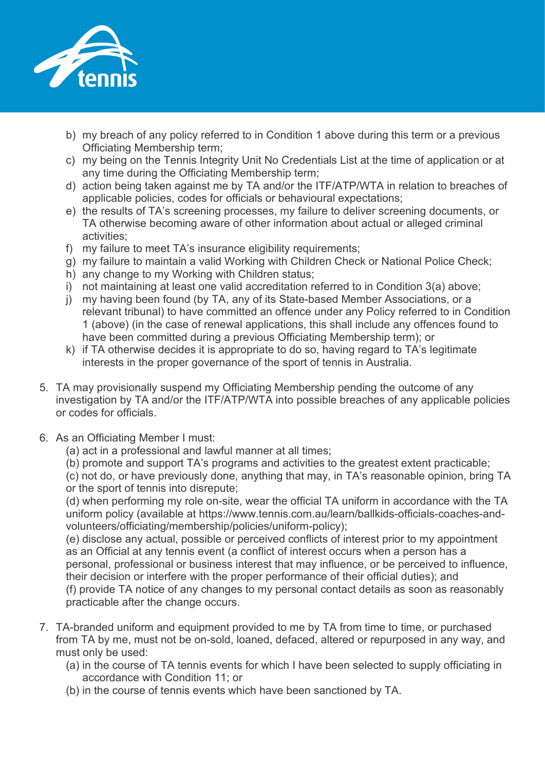b) my breach of any policy referred to in Condition 1 above during this term or a previous Officiating Membership term;
c) my being on the Tennis Integrity Unit No Credentials List at the time of application or at any time during the Officiating Membership term;
d) action being taken against me by TA and/or the ITF/ATP/WTA in relation to breaches of applicable policies, codes for officials or behavioural expectations;
e) the results of TA's screening processes, my failure to deliver screening documents, or TA otherwise becoming aware of other information about actual or alleged criminal activities;
f) my failure to meet TA's insurance eligibility requirements;
g) my failure to maintain a valid Working with Children Check or National Police Check;
h) any change to my Working with Children status;
i) not maintaining at least one valid accreditation referred to in Condition 3(a) above;
j) my having been found (by TA, any of its State-based Member Associations, or a relevant tribunal) to have committed an offence under any Policy referred to in Condition 1 (above) (in the case of renewal applications, this shall include any offences found to have been committed during a previous Officiating Membership term); or
k) if TA otherwise decides it is appropriate to do so, having regard to TA's legitimate interests in the proper governance of the sport of tennis in Australia.

5. TA may provisionally suspend my Officiating Membership pending the outcome of any investigation by TA and/or the ITF/ATP/WTA into possible breaches of any applicable policies or codes for officials.

6. As an Officiating Member I must:
   (a) act in a professional and lawful manner at all times;
   (b) promote and support TA's programs and activities to the greatest extent practicable;
   (c) not do, or have previously done, anything that may, in TA's reasonable opinion, bring TA or the sport of tennis into disrepute;
   (d) when performing my role on-site, wear the official TA uniform in accordance with the TA uniform policy (available at https://www.tennis.com.au/learn/ballkids-officials-coaches-and-volunteers/officiating/membership/policies/uniform-policy);
   (e) disclose any actual, possible or perceived conflicts of interest prior to my appointment as an Official at any tennis event (a conflict of interest occurs when a person has a personal, professional or business interest that may influence, or be perceived to influence, their decision or interfere with the proper performance of their official duties); and
   (f) provide TA notice of any changes to my personal contact details as soon as reasonably practicable after the change occurs.

7. TA-branded uniform and equipment provided to me by TA from time to time, or purchased from TA by me, must not be on-sold, loaned, defaced, altered or repurposed in any way, and must only be used:
   (a) in the course of TA tennis events for which I have been selected to supply officiating in accordance with Condition 11; or
   (b) in the course of tennis events which have been sanctioned by TA.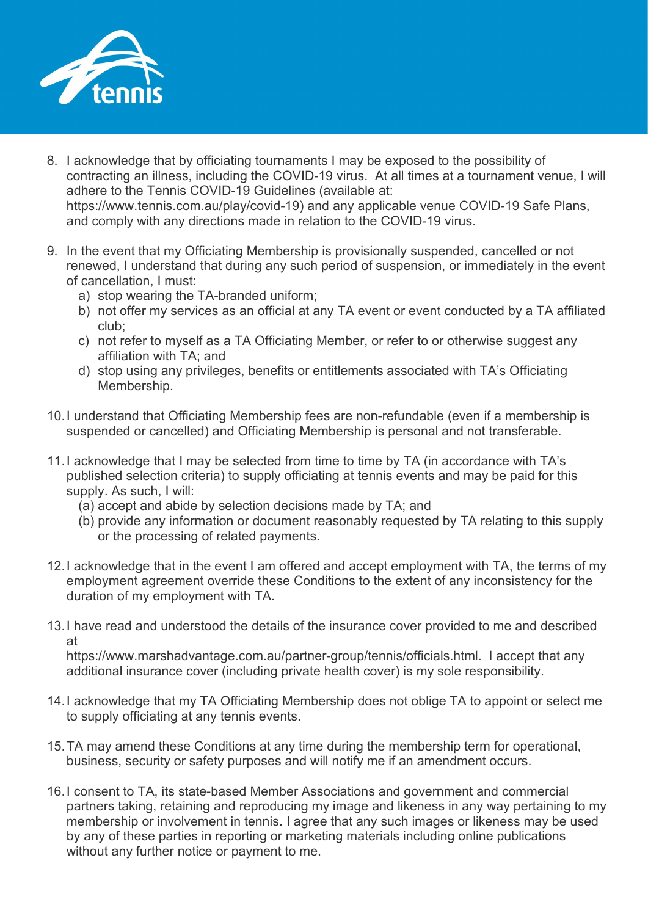8. I acknowledge that by officiating tournaments I may be exposed to the possibility of contracting an illness, including the COVID-19 virus. At all times at a tournament venue, I will adhere to the Tennis COVID-19 Guidelines (available at: https://www.tennis.com.au/play/covid-19) and any applicable venue COVID-19 Safe Plans, and comply with any directions made in relation to the COVID-19 virus.

9. In the event that my Officiating Membership is provisionally suspended, cancelled or not renewed, I understand that during any such period of suspension, or immediately in the event of cancellation, I must:
   a) stop wearing the TA-branded uniform;
   b) not offer my services as an official at any TA event or event conducted by a TA affiliated club;
   c) not refer to myself as a TA Officiating Member, or refer to or otherwise suggest any affiliation with TA; and
   d) stop using any privileges, benefits or entitlements associated with TA's Officiating Membership.

10. I understand that Officiating Membership fees are non-refundable (even if a membership is suspended or cancelled) and Officiating Membership is personal and not transferable.

11. I acknowledge that I may be selected from time to time by TA (in accordance with TA's published selection criteria) to supply officiating at tennis events and may be paid for this supply. As such, I will:
   (a) accept and abide by selection decisions made by TA; and
   (b) provide any information or document reasonably requested by TA relating to this supply or the processing of related payments.

12. I acknowledge that in the event I am offered and accept employment with TA, the terms of my employment agreement override these Conditions to the extent of any inconsistency for the duration of my employment with TA.

13. I have read and understood the details of the insurance cover provided to me and described at https://www.marshadvantage.com.au/partner-group/tennis/officials.html. I accept that any additional insurance cover (including private health cover) is my sole responsibility.

14. I acknowledge that my TA Officiating Membership does not oblige TA to appoint or select me to supply officiating at any tennis events.

15. TA may amend these Conditions at any time during the membership term for operational, business, security or safety purposes and will notify me if an amendment occurs.

16. I consent to TA, its state-based Member Associations and government and commercial partners taking, retaining and reproducing my image and likeness in any way pertaining to my membership or involvement in tennis. I agree that any such images or likeness may be used by any of these parties in reporting or marketing materials including online publications without any further notice or payment to me.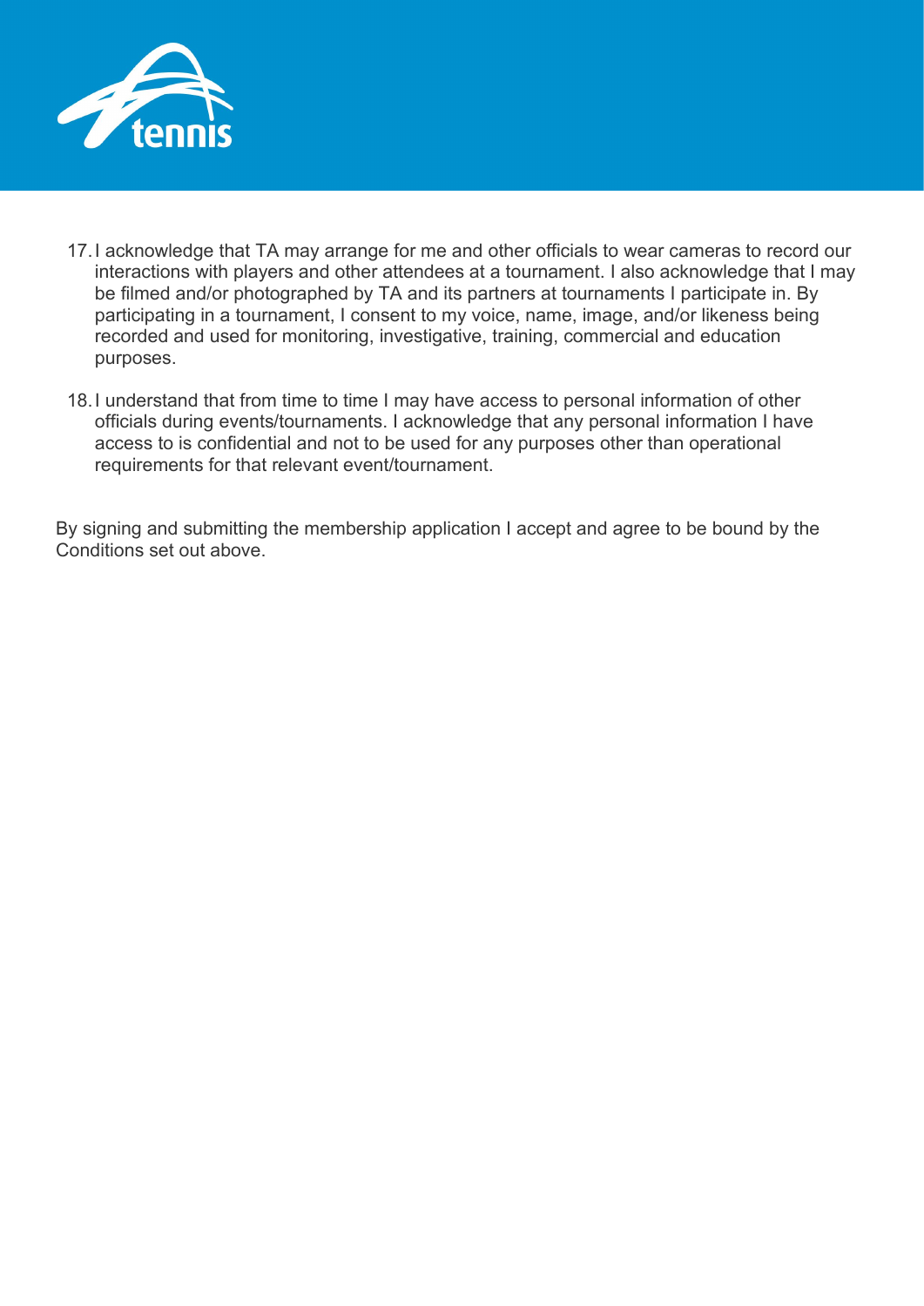17. I acknowledge that TA may arrange for me and other officials to wear cameras to record our interactions with players and other attendees at a tournament. I also acknowledge that I may be filmed and/or photographed by TA and its partners at tournaments I participate in. By participating in a tournament, I consent to my voice, name, image, and/or likeness being recorded and used for monitoring, investigative, training, commercial and education purposes.

18. I understand that from time to time I may have access to personal information of other officials during events/tournaments. I acknowledge that any personal information I have access to is confidential and not to be used for any purposes other than operational requirements for that relevant event/tournament.

By signing and submitting the membership application I accept and agree to be bound by the Conditions set out above.